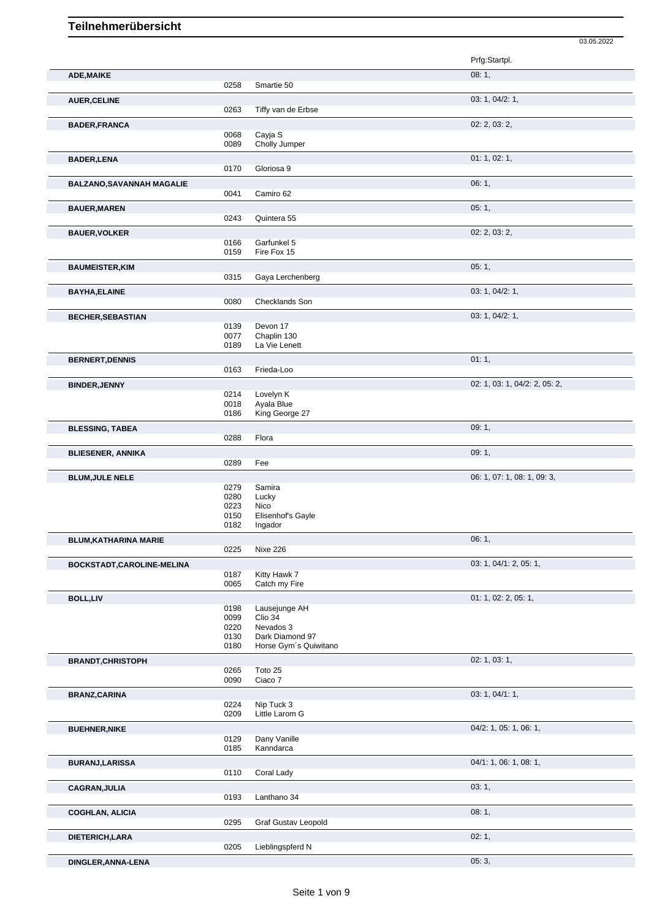# Teilnehmerübersicht

03.05.2022

| Name | Nr. | Pferd | Prfg:Startpl. |
|---|---|---|---|
| **ADE,MAIKE** | | | 08: 1, |
| | 0258 | Smartie 50 | |
| **AUER,CELINE** | | | 03: 1, 04/2: 1, |
| | 0263 | Tiffy van de Erbse | |
| **BADER,FRANCA** | | | 02: 2, 03: 2, |
| | 0068 | Cayja S | |
| | 0089 | Cholly Jumper | |
| **BADER,LENA** | | | 01: 1, 02: 1, |
| | 0170 | Gloriosa 9 | |
| **BALZANO,SAVANNAH MAGALIE** | | | 06: 1, |
| | 0041 | Camiro 62 | |
| **BAUER,MAREN** | | | 05: 1, |
| | 0243 | Quintera 55 | |
| **BAUER,VOLKER** | | | 02: 2, 03: 2, |
| | 0166 | Garfunkel 5 | |
| | 0159 | Fire Fox 15 | |
| **BAUMEISTER,KIM** | | | 05: 1, |
| | 0315 | Gaya Lerchenberg | |
| **BAYHA,ELAINE** | | | 03: 1, 04/2: 1, |
| | 0080 | Checklands Son | |
| **BECHER,SEBASTIAN** | | | 03: 1, 04/2: 1, |
| | 0139 | Devon 17 | |
| | 0077 | Chaplin 130 | |
| | 0189 | La Vie Lenett | |
| **BERNERT,DENNIS** | | | 01: 1, |
| | 0163 | Frieda-Loo | |
| **BINDER,JENNY** | | | 02: 1, 03: 1, 04/2: 2, 05: 2, |
| | 0214 | Lovelyn K | |
| | 0018 | Ayala Blue | |
| | 0186 | King George 27 | |
| **BLESSING, TABEA** | | | 09: 1, |
| | 0288 | Flora | |
| **BLIESENER, ANNIKA** | | | 09: 1, |
| | 0289 | Fee | |
| **BLUM,JULE NELE** | | | 06: 1, 07: 1, 08: 1, 09: 3, |
| | 0279 | Samira | |
| | 0280 | Lucky | |
| | 0223 | Nico | |
| | 0150 | Elisenhof's Gayle | |
| | 0182 | Ingador | |
| **BLUM,KATHARINA MARIE** | | | 06: 1, |
| | 0225 | Nixe 226 | |
| **BOCKSTADT,CAROLINE-MELINA** | | | 03: 1, 04/1: 2, 05: 1, |
| | 0187 | Kitty Hawk 7 | |
| | 0065 | Catch my Fire | |
| **BOLL,LIV** | | | 01: 1, 02: 2, 05: 1, |
| | 0198 | Lausejunge AH | |
| | 0099 | Clio 34 | |
| | 0220 | Nevados 3 | |
| | 0130 | Dark Diamond 97 | |
| | 0180 | Horse Gym´s Quiwitano | |
| **BRANDT,CHRISTOPH** | | | 02: 1, 03: 1, |
| | 0265 | Toto 25 | |
| | 0090 | Ciaco 7 | |
| **BRANZ,CARINA** | | | 03: 1, 04/1: 1, |
| | 0224 | Nip Tuck 3 | |
| | 0209 | Little Larom G | |
| **BUEHNER,NIKE** | | | 04/2: 1, 05: 1, 06: 1, |
| | 0129 | Dany Vanille | |
| | 0185 | Kanndarca | |
| **BURANJ,LARISSA** | | | 04/1: 1, 06: 1, 08: 1, |
| | 0110 | Coral Lady | |
| **CAGRAN,JULIA** | | | 03: 1, |
| | 0193 | Lanthano 34 | |
| **COGHLAN, ALICIA** | | | 08: 1, |
| | 0295 | Graf Gustav Leopold | |
| **DIETERICH,LARA** | | | 02: 1, |
| | 0205 | Lieblingspferd N | |
| **DINGLER,ANNA-LENA** | | | 05: 3, |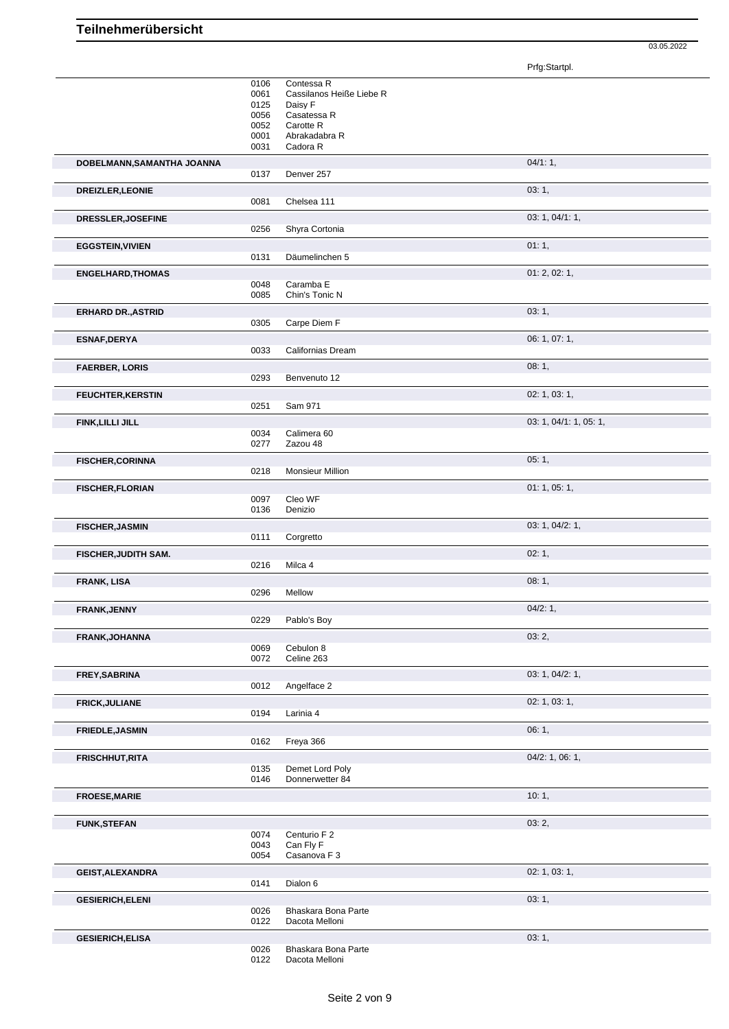# Teilnehmerübersicht

03.05.2022

| Name | Nr. | Pferd | Prfg:Startpl. |
|---|---|---|---|
| | 0106 | Contessa R | |
| | 0061 | Cassilanos Heiße Liebe R | |
| | 0125 | Daisy F | |
| | 0056 | Casatessa R | |
| | 0052 | Carotte R | |
| | 0001 | Abrakadabra R | |
| | 0031 | Cadora R | |
| **DOBELMANN,SAMANTHA JOANNA** | | | 04/1: 1, |
| | 0137 | Denver 257 | |
| **DREIZLER,LEONIE** | | | 03: 1, |
| | 0081 | Chelsea 111 | |
| **DRESSLER,JOSEFINE** | | | 03: 1, 04/1: 1, |
| | 0256 | Shyra Cortonia | |
| **EGGSTEIN,VIVIEN** | | | 01: 1, |
| | 0131 | Däumelinchen 5 | |
| **ENGELHARD,THOMAS** | | | 01: 2, 02: 1, |
| | 0048 | Caramba E | |
| | 0085 | Chin's Tonic N | |
| **ERHARD DR.,ASTRID** | | | 03: 1, |
| | 0305 | Carpe Diem F | |
| **ESNAF,DERYA** | | | 06: 1, 07: 1, |
| | 0033 | Californias Dream | |
| **FAERBER, LORIS** | | | 08: 1, |
| | 0293 | Benvenuto 12 | |
| **FEUCHTER,KERSTIN** | | | 02: 1, 03: 1, |
| | 0251 | Sam 971 | |
| **FINK,LILLI JILL** | | | 03: 1, 04/1: 1, 05: 1, |
| | 0034 | Calimera 60 | |
| | 0277 | Zazou 48 | |
| **FISCHER,CORINNA** | | | 05: 1, |
| | 0218 | Monsieur Million | |
| **FISCHER,FLORIAN** | | | 01: 1, 05: 1, |
| | 0097 | Cleo WF | |
| | 0136 | Denizio | |
| **FISCHER,JASMIN** | | | 03: 1, 04/2: 1, |
| | 0111 | Corgretto | |
| **FISCHER,JUDITH SAM.** | | | 02: 1, |
| | 0216 | Milca 4 | |
| **FRANK, LISA** | | | 08: 1, |
| | 0296 | Mellow | |
| **FRANK,JENNY** | | | 04/2: 1, |
| | 0229 | Pablo's Boy | |
| **FRANK,JOHANNA** | | | 03: 2, |
| | 0069 | Cebulon 8 | |
| | 0072 | Celine 263 | |
| **FREY,SABRINA** | | | 03: 1, 04/2: 1, |
| | 0012 | Angelface 2 | |
| **FRICK,JULIANE** | | | 02: 1, 03: 1, |
| | 0194 | Larinia 4 | |
| **FRIEDLE,JASMIN** | | | 06: 1, |
| | 0162 | Freya 366 | |
| **FRISCHHUT,RITA** | | | 04/2: 1, 06: 1, |
| | 0135 | Demet Lord Poly | |
| | 0146 | Donnerwetter 84 | |
| **FROESE,MARIE** | | | 10: 1, |
| **FUNK,STEFAN** | | | 03: 2, |
| | 0074 | Centurio F 2 | |
| | 0043 | Can Fly F | |
| | 0054 | Casanova F 3 | |
| **GEIST,ALEXANDRA** | | | 02: 1, 03: 1, |
| | 0141 | Dialon 6 | |
| **GESIERICH,ELENI** | | | 03: 1, |
| | 0026 | Bhaskara Bona Parte | |
| | 0122 | Dacota Melloni | |
| **GESIERICH,ELISA** | | | 03: 1, |
| | 0026 | Bhaskara Bona Parte | |
| | 0122 | Dacota Melloni | |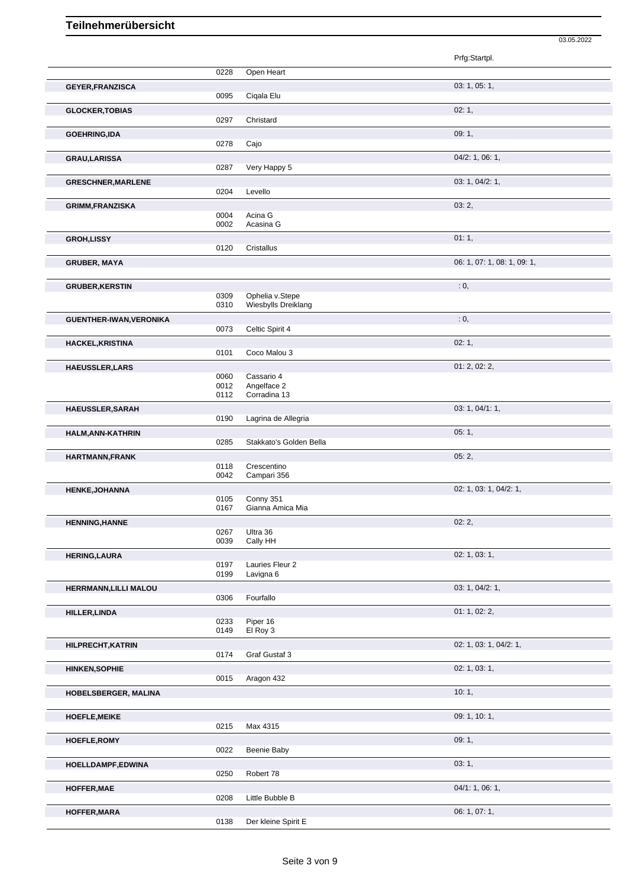# Teilnehmerübersicht

03.05.2022

| Teilnehmer | Nr. | Pferd | Prfg:Startpl. |
|---|---|---|---|
| | 0228 | Open Heart | |
| **GEYER,FRANZISCA** | | | 03: 1, 05: 1, |
| | 0095 | Ciqala Elu | |
| **GLOCKER,TOBIAS** | | | 02: 1, |
| | 0297 | Christard | |
| **GOEHRING,IDA** | | | 09: 1, |
| | 0278 | Cajo | |
| **GRAU,LARISSA** | | | 04/2: 1, 06: 1, |
| | 0287 | Very Happy 5 | |
| **GRESCHNER,MARLENE** | | | 03: 1, 04/2: 1, |
| | 0204 | Levello | |
| **GRIMM,FRANZISKA** | | | 03: 2, |
| | 0004 | Acina G | |
| | 0002 | Acasina G | |
| **GROH,LISSY** | | | 01: 1, |
| | 0120 | Cristallus | |
| **GRUBER, MAYA** | | | 06: 1, 07: 1, 08: 1, 09: 1, |
| **GRUBER,KERSTIN** | | | : 0, |
| | 0309 | Ophelia v.Stepe | |
| | 0310 | Wiesbylls Dreiklang | |
| **GUENTHER-IWAN,VERONIKA** | | | : 0, |
| | 0073 | Celtic Spirit 4 | |
| **HACKEL,KRISTINA** | | | 02: 1, |
| | 0101 | Coco Malou 3 | |
| **HAEUSSLER,LARS** | | | 01: 2, 02: 2, |
| | 0060 | Cassario 4 | |
| | 0012 | Angelface 2 | |
| | 0112 | Corradina 13 | |
| **HAEUSSLER,SARAH** | | | 03: 1, 04/1: 1, |
| | 0190 | Lagrina de Allegria | |
| **HALM,ANN-KATHRIN** | | | 05: 1, |
| | 0285 | Stakkato's Golden Bella | |
| **HARTMANN,FRANK** | | | 05: 2, |
| | 0118 | Crescentino | |
| | 0042 | Campari 356 | |
| **HENKE,JOHANNA** | | | 02: 1, 03: 1, 04/2: 1, |
| | 0105 | Conny 351 | |
| | 0167 | Gianna Amica Mia | |
| **HENNING,HANNE** | | | 02: 2, |
| | 0267 | Ultra 36 | |
| | 0039 | Cally HH | |
| **HERING,LAURA** | | | 02: 1, 03: 1, |
| | 0197 | Lauries Fleur 2 | |
| | 0199 | Lavigna 6 | |
| **HERRMANN,LILLI MALOU** | | | 03: 1, 04/2: 1, |
| | 0306 | Fourfallo | |
| **HILLER,LINDA** | | | 01: 1, 02: 2, |
| | 0233 | Piper 16 | |
| | 0149 | El Roy 3 | |
| **HILPRECHT,KATRIN** | | | 02: 1, 03: 1, 04/2: 1, |
| | 0174 | Graf Gustaf 3 | |
| **HINKEN,SOPHIE** | | | 02: 1, 03: 1, |
| | 0015 | Aragon 432 | |
| **HOBELSBERGER, MALINA** | | | 10: 1, |
| **HOEFLE,MEIKE** | | | 09: 1, 10: 1, |
| | 0215 | Max 4315 | |
| **HOEFLE,ROMY** | | | 09: 1, |
| | 0022 | Beenie Baby | |
| **HOELLDAMPF,EDWINA** | | | 03: 1, |
| | 0250 | Robert 78 | |
| **HOFFER,MAE** | | | 04/1: 1, 06: 1, |
| | 0208 | Little Bubble B | |
| **HOFFER,MARA** | | | 06: 1, 07: 1, |
| | 0138 | Der kleine Spirit E | |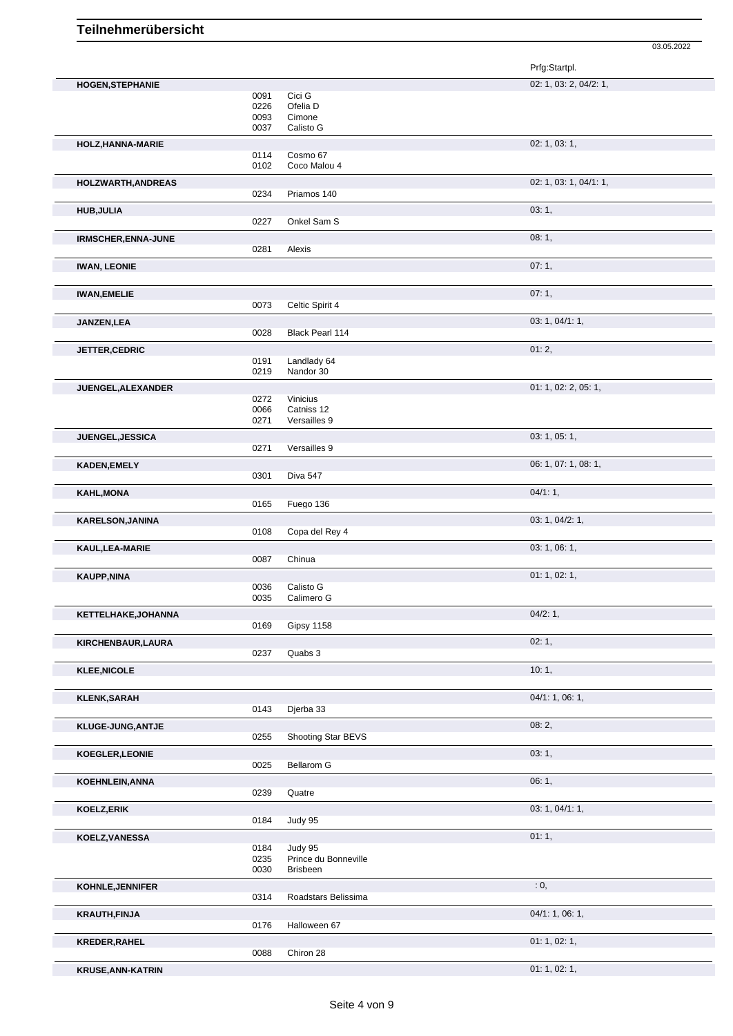# Teilnehmerübersicht

03.05.2022

| Name | Nr. | Pferd | Prfg:Startpl. |
|---|---|---|---|
| **HOGEN,STEPHANIE** | | | 02: 1, 03: 2, 04/2: 1, |
| | 0091 | Cici G | |
| | 0226 | Ofelia D | |
| | 0093 | Cimone | |
| | 0037 | Calisto G | |
| **HOLZ,HANNA-MARIE** | | | 02: 1, 03: 1, |
| | 0114 | Cosmo 67 | |
| | 0102 | Coco Malou 4 | |
| **HOLZWARTH,ANDREAS** | | | 02: 1, 03: 1, 04/1: 1, |
| | 0234 | Priamos 140 | |
| **HUB,JULIA** | | | 03: 1, |
| | 0227 | Onkel Sam S | |
| **IRMSCHER,ENNA-JUNE** | | | 08: 1, |
| | 0281 | Alexis | |
| **IWAN, LEONIE** | | | 07: 1, |
| **IWAN,EMELIE** | | | 07: 1, |
| | 0073 | Celtic Spirit 4 | |
| **JANZEN,LEA** | | | 03: 1, 04/1: 1, |
| | 0028 | Black Pearl 114 | |
| **JETTER,CEDRIC** | | | 01: 2, |
| | 0191 | Landlady 64 | |
| | 0219 | Nandor 30 | |
| **JUENGEL,ALEXANDER** | | | 01: 1, 02: 2, 05: 1, |
| | 0272 | Vinicius | |
| | 0066 | Catniss 12 | |
| | 0271 | Versailles 9 | |
| **JUENGEL,JESSICA** | | | 03: 1, 05: 1, |
| | 0271 | Versailles 9 | |
| **KADEN,EMELY** | | | 06: 1, 07: 1, 08: 1, |
| | 0301 | Diva 547 | |
| **KAHL,MONA** | | | 04/1: 1, |
| | 0165 | Fuego 136 | |
| **KARELSON,JANINA** | | | 03: 1, 04/2: 1, |
| | 0108 | Copa del Rey 4 | |
| **KAUL,LEA-MARIE** | | | 03: 1, 06: 1, |
| | 0087 | Chinua | |
| **KAUPP,NINA** | | | 01: 1, 02: 1, |
| | 0036 | Calisto G | |
| | 0035 | Calimero G | |
| **KETTELHAKE,JOHANNA** | | | 04/2: 1, |
| | 0169 | Gipsy 1158 | |
| **KIRCHENBAUR,LAURA** | | | 02: 1, |
| | 0237 | Quabs 3 | |
| **KLEE,NICOLE** | | | 10: 1, |
| **KLENK,SARAH** | | | 04/1: 1, 06: 1, |
| | 0143 | Djerba 33 | |
| **KLUGE-JUNG,ANTJE** | | | 08: 2, |
| | 0255 | Shooting Star BEVS | |
| **KOEGLER,LEONIE** | | | 03: 1, |
| | 0025 | Bellarom G | |
| **KOEHNLEIN,ANNA** | | | 06: 1, |
| | 0239 | Quatre | |
| **KOELZ,ERIK** | | | 03: 1, 04/1: 1, |
| | 0184 | Judy 95 | |
| **KOELZ,VANESSA** | | | 01: 1, |
| | 0184 | Judy 95 | |
| | 0235 | Prince du Bonneville | |
| | 0030 | Brisbeen | |
| **KOHNLE,JENNIFER** | | | : 0, |
| | 0314 | Roadstars Belissima | |
| **KRAUTH,FINJA** | | | 04/1: 1, 06: 1, |
| | 0176 | Halloween 67 | |
| **KREDER,RAHEL** | | | 01: 1, 02: 1, |
| | 0088 | Chiron 28 | |
| **KRUSE,ANN-KATRIN** | | | 01: 1, 02: 1, |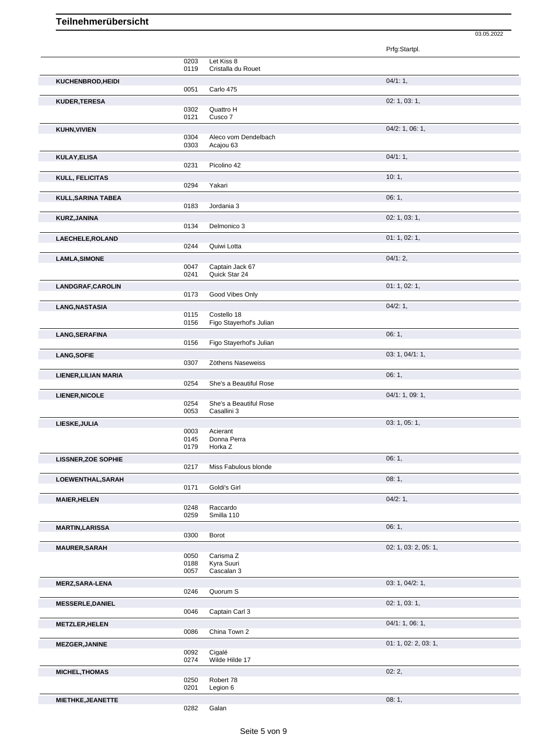# Teilnehmerübersicht

03.05.2022

| Name | Nr. | Pferd | Prfg:Startpl. |
|---|---|---|---|
| | 0203 | Let Kiss 8 | |
| | 0119 | Cristalla du Rouet | |
| KUCHENBROD,HEIDI | | | 04/1: 1, |
| | 0051 | Carlo 475 | |
| KUDER,TERESA | | | 02: 1, 03: 1, |
| | 0302 | Quattro H | |
| | 0121 | Cusco 7 | |
| KUHN,VIVIEN | | | 04/2: 1, 06: 1, |
| | 0304 | Aleco vom Dendelbach | |
| | 0303 | Acajou 63 | |
| KULAY,ELISA | | | 04/1: 1, |
| | 0231 | Picolino 42 | |
| KULL, FELICITAS | | | 10: 1, |
| | 0294 | Yakari | |
| KULL,SARINA TABEA | | | 06: 1, |
| | 0183 | Jordania 3 | |
| KURZ,JANINA | | | 02: 1, 03: 1, |
| | 0134 | Delmonico 3 | |
| LAECHELE,ROLAND | | | 01: 1, 02: 1, |
| | 0244 | Quiwi Lotta | |
| LAMLA,SIMONE | | | 04/1: 2, |
| | 0047 | Captain Jack 67 | |
| | 0241 | Quick Star 24 | |
| LANDGRAF,CAROLIN | | | 01: 1, 02: 1, |
| | 0173 | Good Vibes Only | |
| LANG,NASTASIA | | | 04/2: 1, |
| | 0115 | Costello 18 | |
| | 0156 | Figo Stayerhof's Julian | |
| LANG,SERAFINA | | | 06: 1, |
| | 0156 | Figo Stayerhof's Julian | |
| LANG,SOFIE | | | 03: 1, 04/1: 1, |
| | 0307 | Zöthens Naseweiss | |
| LIENER,LILIAN MARIA | | | 06: 1, |
| | 0254 | She's a Beautiful Rose | |
| LIENER,NICOLE | | | 04/1: 1, 09: 1, |
| | 0254 | She's a Beautiful Rose | |
| | 0053 | Casallini 3 | |
| LIESKE,JULIA | | | 03: 1, 05: 1, |
| | 0003 | Acierant | |
| | 0145 | Donna Perra | |
| | 0179 | Horka Z | |
| LISSNER,ZOE SOPHIE | | | 06: 1, |
| | 0217 | Miss Fabulous blonde | |
| LOEWENTHAL,SARAH | | | 08: 1, |
| | 0171 | Goldi's Girl | |
| MAIER,HELEN | | | 04/2: 1, |
| | 0248 | Raccardo | |
| | 0259 | Smilla 110 | |
| MARTIN,LARISSA | | | 06: 1, |
| | 0300 | Borot | |
| MAURER,SARAH | | | 02: 1, 03: 2, 05: 1, |
| | 0050 | Carisma Z | |
| | 0188 | Kyra Suuri | |
| | 0057 | Cascalan 3 | |
| MERZ,SARA-LENA | | | 03: 1, 04/2: 1, |
| | 0246 | Quorum S | |
| MESSERLE,DANIEL | | | 02: 1, 03: 1, |
| | 0046 | Captain Carl 3 | |
| METZLER,HELEN | | | 04/1: 1, 06: 1, |
| | 0086 | China Town 2 | |
| MEZGER,JANINE | | | 01: 1, 02: 1, 03: 1, |
| | 0092 | Cigalé | |
| | 0274 | Wilde Hilde 17 | |
| MICHEL,THOMAS | | | 02: 2, |
| | 0250 | Robert 78 | |
| | 0201 | Legion 6 | |
| MIETHKE,JEANETTE | | | 08: 1, |
| | 0282 | Galan | |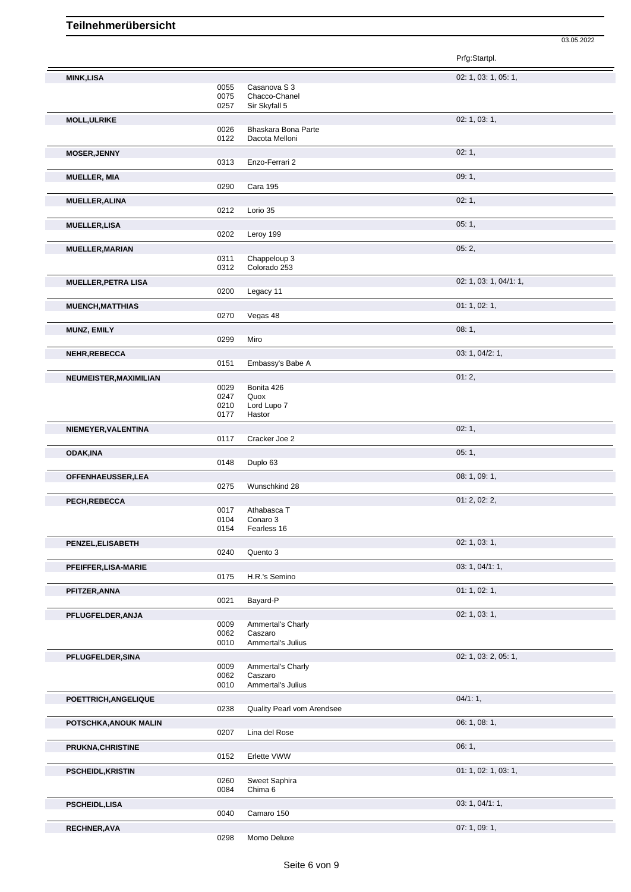# Teilnehmerübersicht

03.05.2022

| Teilnehmer | Nr. | Pferd | Prfg:Startpl. |
|---|---|---|---|
| **MINK,LISA** | | | 02: 1, 03: 1, 05: 1, |
| | 0055 | Casanova S 3 | |
| | 0075 | Chacco-Chanel | |
| | 0257 | Sir Skyfall 5 | |
| **MOLL,ULRIKE** | | | 02: 1, 03: 1, |
| | 0026 | Bhaskara Bona Parte | |
| | 0122 | Dacota Melloni | |
| **MOSER,JENNY** | | | 02: 1, |
| | 0313 | Enzo-Ferrari 2 | |
| **MUELLER, MIA** | | | 09: 1, |
| | 0290 | Cara 195 | |
| **MUELLER,ALINA** | | | 02: 1, |
| | 0212 | Lorio 35 | |
| **MUELLER,LISA** | | | 05: 1, |
| | 0202 | Leroy 199 | |
| **MUELLER,MARIAN** | | | 05: 2, |
| | 0311 | Chappeloup 3 | |
| | 0312 | Colorado 253 | |
| **MUELLER,PETRA LISA** | | | 02: 1, 03: 1, 04/1: 1, |
| | 0200 | Legacy 11 | |
| **MUENCH,MATTHIAS** | | | 01: 1, 02: 1, |
| | 0270 | Vegas 48 | |
| **MUNZ, EMILY** | | | 08: 1, |
| | 0299 | Miro | |
| **NEHR,REBECCA** | | | 03: 1, 04/2: 1, |
| | 0151 | Embassy's Babe A | |
| **NEUMEISTER,MAXIMILIAN** | | | 01: 2, |
| | 0029 | Bonita 426 | |
| | 0247 | Quox | |
| | 0210 | Lord Lupo 7 | |
| | 0177 | Hastor | |
| **NIEMEYER,VALENTINA** | | | 02: 1, |
| | 0117 | Cracker Joe 2 | |
| **ODAK,INA** | | | 05: 1, |
| | 0148 | Duplo 63 | |
| **OFFENHAEUSSER,LEA** | | | 08: 1, 09: 1, |
| | 0275 | Wunschkind 28 | |
| **PECH,REBECCA** | | | 01: 2, 02: 2, |
| | 0017 | Athabasca T | |
| | 0104 | Conaro 3 | |
| | 0154 | Fearless 16 | |
| **PENZEL,ELISABETH** | | | 02: 1, 03: 1, |
| | 0240 | Quento 3 | |
| **PFEIFFER,LISA-MARIE** | | | 03: 1, 04/1: 1, |
| | 0175 | H.R.'s Semino | |
| **PFITZER,ANNA** | | | 01: 1, 02: 1, |
| | 0021 | Bayard-P | |
| **PFLUGFELDER,ANJA** | | | 02: 1, 03: 1, |
| | 0009 | Ammertal's Charly | |
| | 0062 | Caszaro | |
| | 0010 | Ammertal's Julius | |
| **PFLUGFELDER,SINA** | | | 02: 1, 03: 2, 05: 1, |
| | 0009 | Ammertal's Charly | |
| | 0062 | Caszaro | |
| | 0010 | Ammertal's Julius | |
| **POETTRICH,ANGELIQUE** | | | 04/1: 1, |
| | 0238 | Quality Pearl vom Arendsee | |
| **POTSCHKA,ANOUK MALIN** | | | 06: 1, 08: 1, |
| | 0207 | Lina del Rose | |
| **PRUKNA,CHRISTINE** | | | 06: 1, |
| | 0152 | Erlette VWW | |
| **PSCHEIDL,KRISTIN** | | | 01: 1, 02: 1, 03: 1, |
| | 0260 | Sweet Saphira | |
| | 0084 | Chima 6 | |
| **PSCHEIDL,LISA** | | | 03: 1, 04/1: 1, |
| | 0040 | Camaro 150 | |
| **RECHNER,AVA** | | | 07: 1, 09: 1, |
| | 0298 | Momo Deluxe | |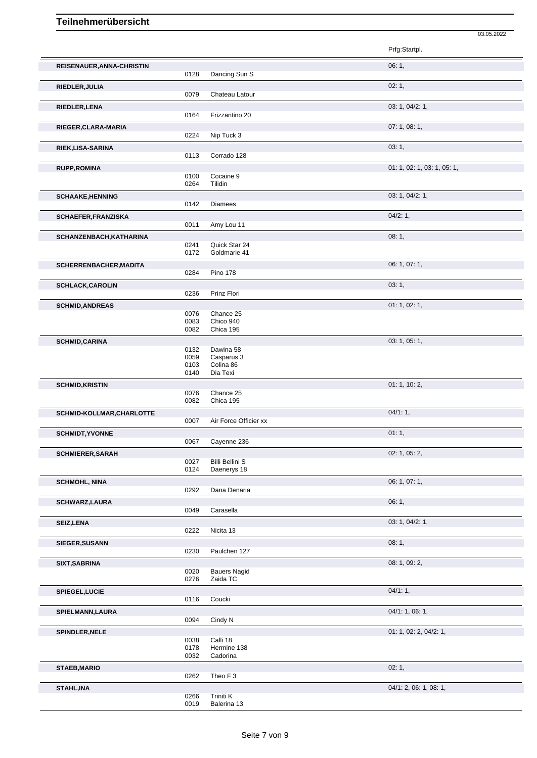# Teilnehmerübersicht

03.05.2022

| Name | Nr. | Pferd | Prfg:Startpl. |
|---|---|---|---|
| REISENAUER,ANNA-CHRISTIN | | | 06: 1, |
| | 0128 | Dancing Sun S | |
| RIEDLER,JULIA | | | 02: 1, |
| | 0079 | Chateau Latour | |
| RIEDLER,LENA | | | 03: 1, 04/2: 1, |
| | 0164 | Frizzantino 20 | |
| RIEGER,CLARA-MARIA | | | 07: 1, 08: 1, |
| | 0224 | Nip Tuck 3 | |
| RIEK,LISA-SARINA | | | 03: 1, |
| | 0113 | Corrado 128 | |
| RUPP,ROMINA | | | 01: 1, 02: 1, 03: 1, 05: 1, |
| | 0100 | Cocaine 9 | |
| | 0264 | Tilidin | |
| SCHAAKE,HENNING | | | 03: 1, 04/2: 1, |
| | 0142 | Diamees | |
| SCHAEFER,FRANZISKA | | | 04/2: 1, |
| | 0011 | Amy Lou 11 | |
| SCHANZENBACH,KATHARINA | | | 08: 1, |
| | 0241 | Quick Star 24 | |
| | 0172 | Goldmarie 41 | |
| SCHERRENBACHER,MADITA | | | 06: 1, 07: 1, |
| | 0284 | Pino 178 | |
| SCHLACK,CAROLIN | | | 03: 1, |
| | 0236 | Prinz Flori | |
| SCHMID,ANDREAS | | | 01: 1, 02: 1, |
| | 0076 | Chance 25 | |
| | 0083 | Chico 940 | |
| | 0082 | Chica 195 | |
| SCHMID,CARINA | | | 03: 1, 05: 1, |
| | 0132 | Dawina 58 | |
| | 0059 | Casparus 3 | |
| | 0103 | Colina 86 | |
| | 0140 | Dia Texi | |
| SCHMID,KRISTIN | | | 01: 1, 10: 2, |
| | 0076 | Chance 25 | |
| | 0082 | Chica 195 | |
| SCHMID-KOLLMAR,CHARLOTTE | | | 04/1: 1, |
| | 0007 | Air Force Officier xx | |
| SCHMIDT,YVONNE | | | 01: 1, |
| | 0067 | Cayenne 236 | |
| SCHMIERER,SARAH | | | 02: 1, 05: 2, |
| | 0027 | Billi Bellini S | |
| | 0124 | Daenerys 18 | |
| SCHMOHL, NINA | | | 06: 1, 07: 1, |
| | 0292 | Dana Denaria | |
| SCHWARZ,LAURA | | | 06: 1, |
| | 0049 | Carasella | |
| SEIZ,LENA | | | 03: 1, 04/2: 1, |
| | 0222 | Nicita 13 | |
| SIEGER,SUSANN | | | 08: 1, |
| | 0230 | Paulchen 127 | |
| SIXT,SABRINA | | | 08: 1, 09: 2, |
| | 0020 | Bauers Nagid | |
| | 0276 | Zaida TC | |
| SPIEGEL,LUCIE | | | 04/1: 1, |
| | 0116 | Coucki | |
| SPIELMANN,LAURA | | | 04/1: 1, 06: 1, |
| | 0094 | Cindy N | |
| SPINDLER,NELE | | | 01: 1, 02: 2, 04/2: 1, |
| | 0038 | Calli 18 | |
| | 0178 | Hermine 138 | |
| | 0032 | Cadorina | |
| STAEB,MARIO | | | 02: 1, |
| | 0262 | Theo F 3 | |
| STAHL,INA | | | 04/1: 2, 06: 1, 08: 1, |
| | 0266 | Triniti K | |
| | 0019 | Balerina 13 | |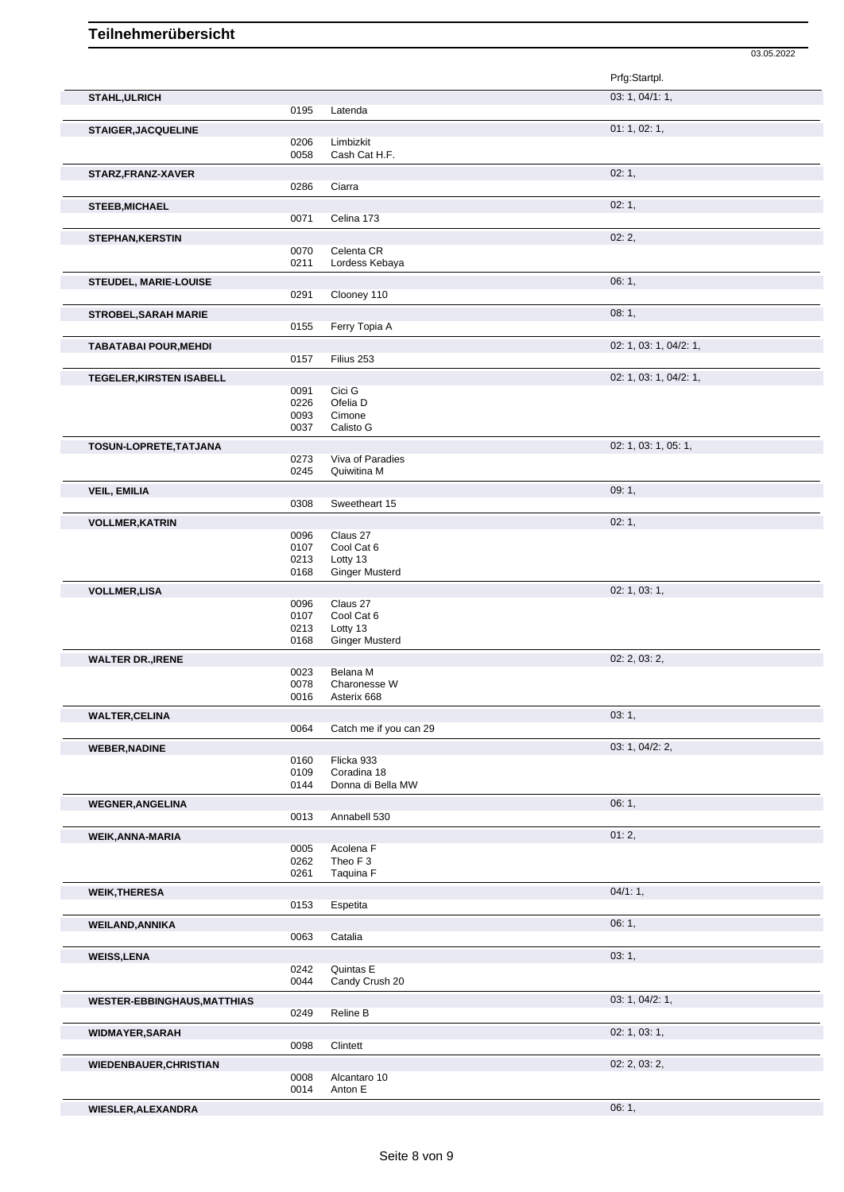# Teilnehmerübersicht

03.05.2022

| Name | Nr. | Pferd | Prfg:Startpl. |
|---|---|---|---|
| **STAHL,ULRICH** | | | 03: 1, 04/1: 1, |
| | 0195 | Latenda | |
| **STAIGER,JACQUELINE** | | | 01: 1, 02: 1, |
| | 0206 | Limbizkit | |
| | 0058 | Cash Cat H.F. | |
| **STARZ,FRANZ-XAVER** | | | 02: 1, |
| | 0286 | Ciarra | |
| **STEEB,MICHAEL** | | | 02: 1, |
| | 0071 | Celina 173 | |
| **STEPHAN,KERSTIN** | | | 02: 2, |
| | 0070 | Celenta CR | |
| | 0211 | Lordess Kebaya | |
| **STEUDEL, MARIE-LOUISE** | | | 06: 1, |
| | 0291 | Clooney 110 | |
| **STROBEL,SARAH MARIE** | | | 08: 1, |
| | 0155 | Ferry Topia A | |
| **TABATABAI POUR,MEHDI** | | | 02: 1, 03: 1, 04/2: 1, |
| | 0157 | Filius 253 | |
| **TEGELER,KIRSTEN ISABELL** | | | 02: 1, 03: 1, 04/2: 1, |
| | 0091 | Cici G | |
| | 0226 | Ofelia D | |
| | 0093 | Cimone | |
| | 0037 | Calisto G | |
| **TOSUN-LOPRETE,TATJANA** | | | 02: 1, 03: 1, 05: 1, |
| | 0273 | Viva of Paradies | |
| | 0245 | Quiwitina M | |
| **VEIL, EMILIA** | | | 09: 1, |
| | 0308 | Sweetheart 15 | |
| **VOLLMER,KATRIN** | | | 02: 1, |
| | 0096 | Claus 27 | |
| | 0107 | Cool Cat 6 | |
| | 0213 | Lotty 13 | |
| | 0168 | Ginger Musterd | |
| **VOLLMER,LISA** | | | 02: 1, 03: 1, |
| | 0096 | Claus 27 | |
| | 0107 | Cool Cat 6 | |
| | 0213 | Lotty 13 | |
| | 0168 | Ginger Musterd | |
| **WALTER DR.,IRENE** | | | 02: 2, 03: 2, |
| | 0023 | Belana M | |
| | 0078 | Charonesse W | |
| | 0016 | Asterix 668 | |
| **WALTER,CELINA** | | | 03: 1, |
| | 0064 | Catch me if you can 29 | |
| **WEBER,NADINE** | | | 03: 1, 04/2: 2, |
| | 0160 | Flicka 933 | |
| | 0109 | Coradina 18 | |
| | 0144 | Donna di Bella MW | |
| **WEGNER,ANGELINA** | | | 06: 1, |
| | 0013 | Annabell 530 | |
| **WEIK,ANNA-MARIA** | | | 01: 2, |
| | 0005 | Acolena F | |
| | 0262 | Theo F 3 | |
| | 0261 | Taquina F | |
| **WEIK,THERESA** | | | 04/1: 1, |
| | 0153 | Espetita | |
| **WEILAND,ANNIKA** | | | 06: 1, |
| | 0063 | Catalia | |
| **WEISS,LENA** | | | 03: 1, |
| | 0242 | Quintas E | |
| | 0044 | Candy Crush 20 | |
| **WESTER-EBBINGHAUS,MATTHIAS** | | | 03: 1, 04/2: 1, |
| | 0249 | Reline B | |
| **WIDMAYER,SARAH** | | | 02: 1, 03: 1, |
| | 0098 | Clintett | |
| **WIEDENBAUER,CHRISTIAN** | | | 02: 2, 03: 2, |
| | 0008 | Alcantaro 10 | |
| | 0014 | Anton E | |
| **WIESLER,ALEXANDRA** | | | 06: 1, |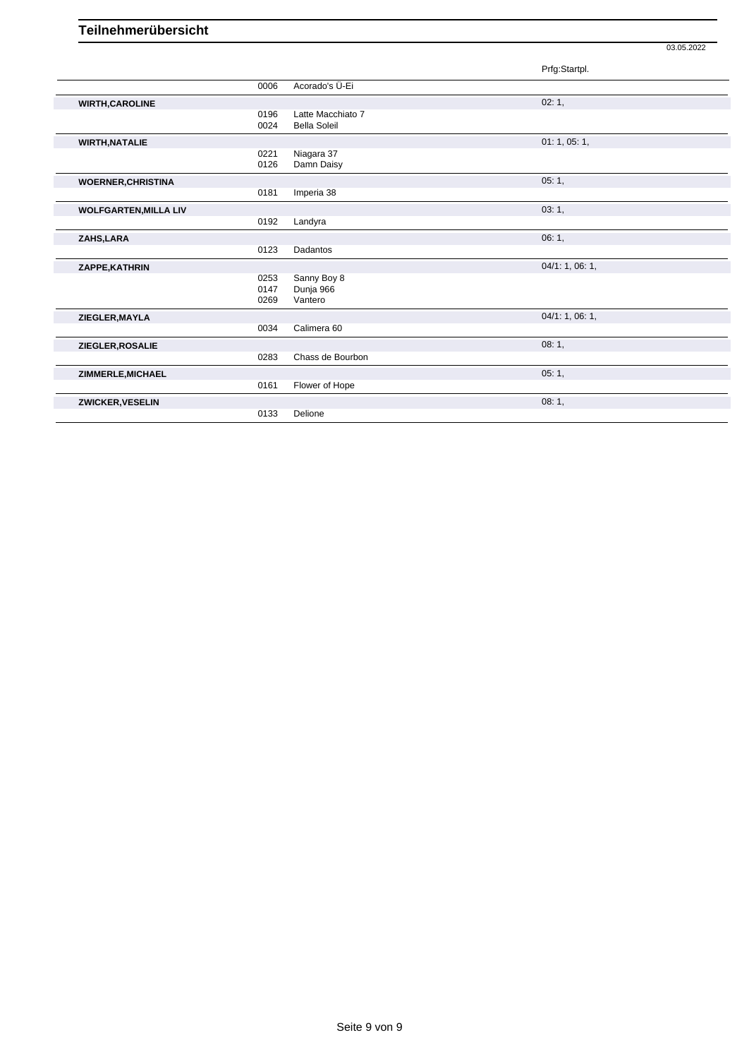# Teilnehmerübersicht

03.05.2022

| | | | Prfg:Startpl. |
|---|---|---|---|
| | 0006 | Acorado's Ü-Ei | |
| **WIRTH,CAROLINE** | | | 02: 1, |
| | 0196 | Latte Macchiato 7 | |
| | 0024 | Bella Soleil | |
| **WIRTH,NATALIE** | | | 01: 1, 05: 1, |
| | 0221 | Niagara 37 | |
| | 0126 | Damn Daisy | |
| **WOERNER,CHRISTINA** | | | 05: 1, |
| | 0181 | Imperia 38 | |
| **WOLFGARTEN,MILLA LIV** | | | 03: 1, |
| | 0192 | Landyra | |
| **ZAHS,LARA** | | | 06: 1, |
| | 0123 | Dadantos | |
| **ZAPPE,KATHRIN** | | | 04/1: 1, 06: 1, |
| | 0253 | Sanny Boy 8 | |
| | 0147 | Dunja 966 | |
| | 0269 | Vantero | |
| **ZIEGLER,MAYLA** | | | 04/1: 1, 06: 1, |
| | 0034 | Calimera 60 | |
| **ZIEGLER,ROSALIE** | | | 08: 1, |
| | 0283 | Chass de Bourbon | |
| **ZIMMERLE,MICHAEL** | | | 05: 1, |
| | 0161 | Flower of Hope | |
| **ZWICKER,VESELIN** | | | 08: 1, |
| | 0133 | Delione | |